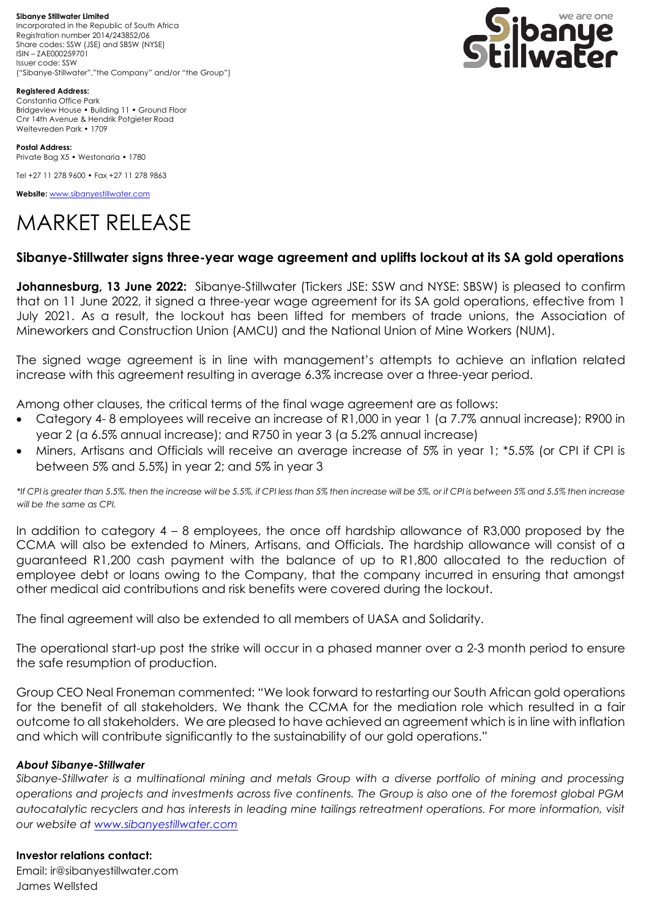**Sibanye Stillwater Limited**
Incorporated in the Republic of South Africa
Registration number 2014/243852/06
Share codes: SSW (JSE) and SBSW (NYSE)
ISIN – ZAE000259701
Issuer code: SSW
("Sibanye-Stillwater","the Company" and/or "the Group")

**Registered Address:**
Constantia Office Park
Bridgeview House • Building 11 • Ground Floor
Cnr 14th Avenue & Hendrik Potgieter Road
Weltevreden Park • 1709

**Postal Address:**
Private Bag X5 • Westonaria • 1780

Tel +27 11 278 9600 • Fax +27 11 278 9863

**Website:** www.sibanyestillwater.com

# MARKET RELEASE

## Sibanye-Stillwater signs three-year wage agreement and uplifts lockout at its SA gold operations

**Johannesburg, 13 June 2022:** Sibanye-Stillwater (Tickers JSE: SSW and NYSE: SBSW) is pleased to confirm that on 11 June 2022, it signed a three-year wage agreement for its SA gold operations, effective from 1 July 2021. As a result, the lockout has been lifted for members of trade unions, the Association of Mineworkers and Construction Union (AMCU) and the National Union of Mine Workers (NUM).

The signed wage agreement is in line with management's attempts to achieve an inflation related increase with this agreement resulting in average 6.3% increase over a three-year period.

Among other clauses, the critical terms of the final wage agreement are as follows:

- Category 4- 8 employees will receive an increase of R1,000 in year 1 (a 7.7% annual increase); R900 in year 2 (a 6.5% annual increase); and R750 in year 3 (a 5.2% annual increase)
- Miners, Artisans and Officials will receive an average increase of 5% in year 1; *5.5% (or CPI if CPI is between 5% and 5.5%) in year 2; and 5% in year 3

*\*If CPI is greater than 5.5%. then the increase will be 5.5%, if CPI less than 5% then increase will be 5%, or if CPI is between 5% and 5.5% then increase will be the same as CPI.*

In addition to category 4 – 8 employees, the once off hardship allowance of R3,000 proposed by the CCMA will also be extended to Miners, Artisans, and Officials. The hardship allowance will consist of a guaranteed R1,200 cash payment with the balance of up to R1,800 allocated to the reduction of employee debt or loans owing to the Company, that the company incurred in ensuring that amongst other medical aid contributions and risk benefits were covered during the lockout.

The final agreement will also be extended to all members of UASA and Solidarity.

The operational start-up post the strike will occur in a phased manner over a 2-3 month period to ensure the safe resumption of production.

Group CEO Neal Froneman commented: "We look forward to restarting our South African gold operations for the benefit of all stakeholders. We thank the CCMA for the mediation role which resulted in a fair outcome to all stakeholders. We are pleased to have achieved an agreement which is in line with inflation and which will contribute significantly to the sustainability of our gold operations."

***About Sibanye-Stillwater***

*Sibanye-Stillwater is a multinational mining and metals Group with a diverse portfolio of mining and processing operations and projects and investments across five continents. The Group is also one of the foremost global PGM autocatalytic recyclers and has interests in leading mine tailings retreatment operations. For more information, visit our website at www.sibanyestillwater.com*

**Investor relations contact:**
Email: ir@sibanyestillwater.com
James Wellsted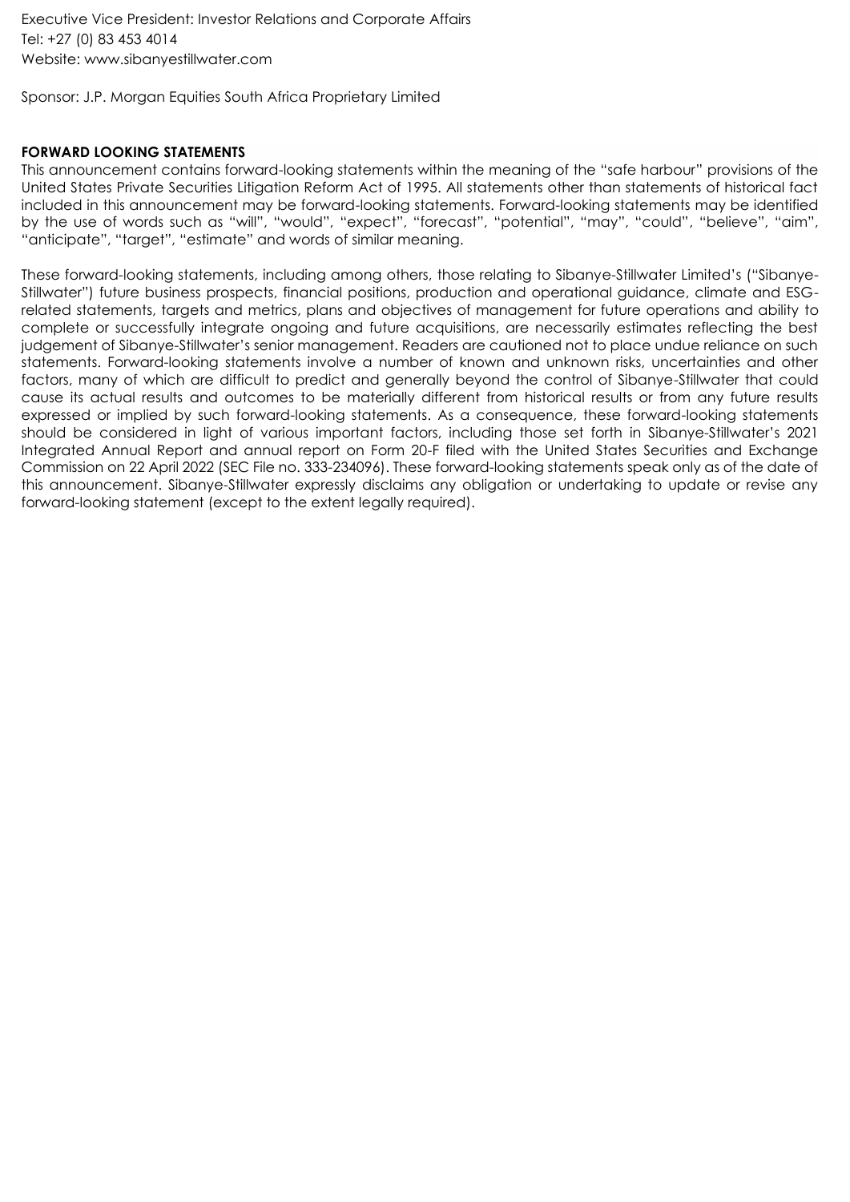Executive Vice President: Investor Relations and Corporate Affairs
Tel: +27 (0) 83 453 4014
Website: www.sibanyestillwater.com

Sponsor: J.P. Morgan Equities South Africa Proprietary Limited

**FORWARD LOOKING STATEMENTS**

This announcement contains forward-looking statements within the meaning of the "safe harbour" provisions of the United States Private Securities Litigation Reform Act of 1995. All statements other than statements of historical fact included in this announcement may be forward-looking statements. Forward-looking statements may be identified by the use of words such as "will", "would", "expect", "forecast", "potential", "may", "could", "believe", "aim", "anticipate", "target", "estimate" and words of similar meaning.

These forward-looking statements, including among others, those relating to Sibanye-Stillwater Limited's ("Sibanye-Stillwater") future business prospects, financial positions, production and operational guidance, climate and ESG-related statements, targets and metrics, plans and objectives of management for future operations and ability to complete or successfully integrate ongoing and future acquisitions, are necessarily estimates reflecting the best judgement of Sibanye-Stillwater's senior management. Readers are cautioned not to place undue reliance on such statements. Forward-looking statements involve a number of known and unknown risks, uncertainties and other factors, many of which are difficult to predict and generally beyond the control of Sibanye-Stillwater that could cause its actual results and outcomes to be materially different from historical results or from any future results expressed or implied by such forward-looking statements. As a consequence, these forward-looking statements should be considered in light of various important factors, including those set forth in Sibanye-Stillwater's 2021 Integrated Annual Report and annual report on Form 20-F filed with the United States Securities and Exchange Commission on 22 April 2022 (SEC File no. 333-234096). These forward-looking statements speak only as of the date of this announcement. Sibanye-Stillwater expressly disclaims any obligation or undertaking to update or revise any forward-looking statement (except to the extent legally required).